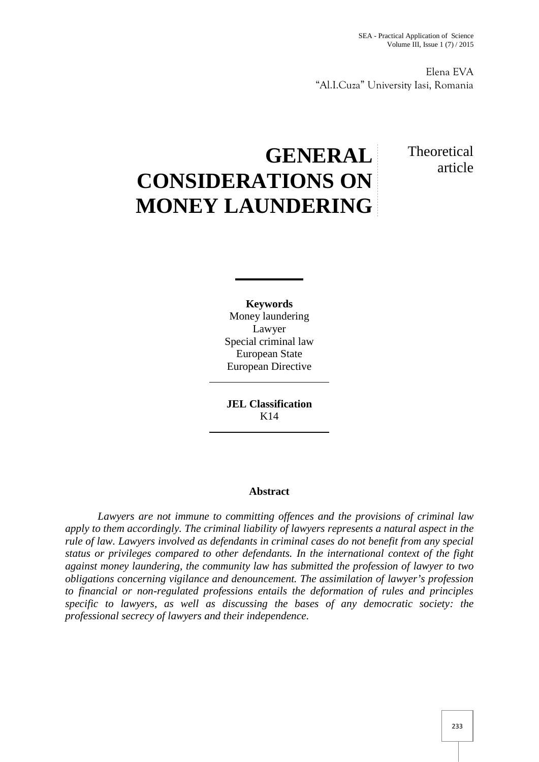Elena EVA
"Al.I.Cuza" University Iasi, Romania

# GENERAL CONSIDERATIONS ON MONEY LAUNDERING

Theoretical article

**Keywords**
Money laundering
Lawyer
Special criminal law
European State
European Directive

**JEL Classification**
K14

## Abstract

*Lawyers are not immune to committing offences and the provisions of criminal law apply to them accordingly. The criminal liability of lawyers represents a natural aspect in the rule of law. Lawyers involved as defendants in criminal cases do not benefit from any special status or privileges compared to other defendants. In the international context of the fight against money laundering, the community law has submitted the profession of lawyer to two obligations concerning vigilance and denouncement. The assimilation of lawyer's profession to financial or non-regulated professions entails the deformation of rules and principles specific to lawyers, as well as discussing the bases of any democratic society: the professional secrecy of lawyers and their independence.*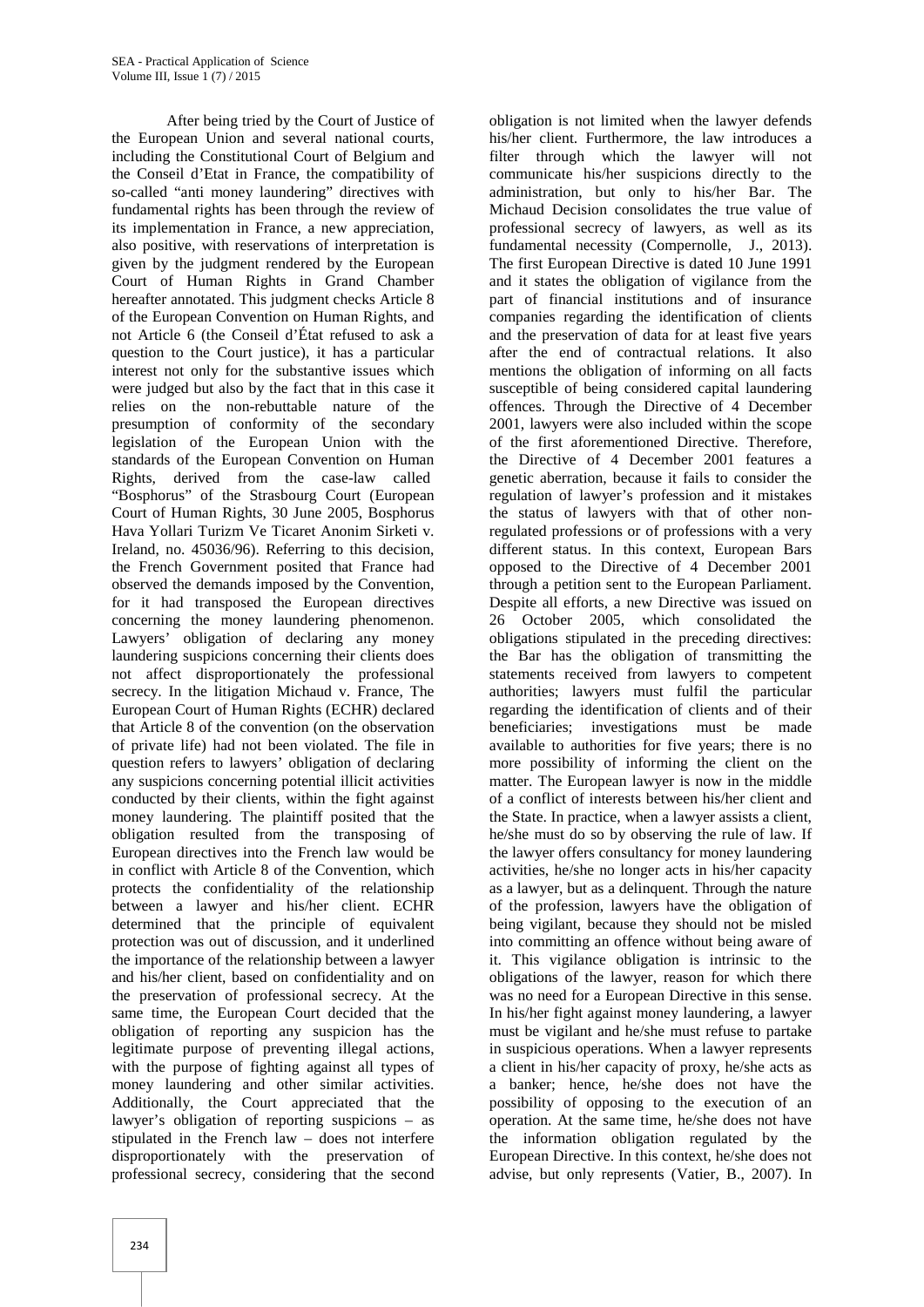After being tried by the Court of Justice of the European Union and several national courts, including the Constitutional Court of Belgium and the Conseil d'Etat in France, the compatibility of so-called "anti money laundering" directives with fundamental rights has been through the review of its implementation in France, a new appreciation, also positive, with reservations of interpretation is given by the judgment rendered by the European Court of Human Rights in Grand Chamber hereafter annotated. This judgment checks Article 8 of the European Convention on Human Rights, and not Article 6 (the Conseil d'État refused to ask a question to the Court justice), it has a particular interest not only for the substantive issues which were judged but also by the fact that in this case it relies on the non-rebuttable nature of the presumption of conformity of the secondary legislation of the European Union with the standards of the European Convention on Human Rights, derived from the case-law called "Bosphorus" of the Strasbourg Court (European Court of Human Rights, 30 June 2005, Bosphorus Hava Yollari Turizm Ve Ticaret Anonim Sirketi v. Ireland, no. 45036/96). Referring to this decision, the French Government posited that France had observed the demands imposed by the Convention, for it had transposed the European directives concerning the money laundering phenomenon. Lawyers' obligation of declaring any money laundering suspicions concerning their clients does not affect disproportionately the professional secrecy. In the litigation Michaud v. France, The European Court of Human Rights (ECHR) declared that Article 8 of the convention (on the observation of private life) had not been violated. The file in question refers to lawyers' obligation of declaring any suspicions concerning potential illicit activities conducted by their clients, within the fight against money laundering. The plaintiff posited that the obligation resulted from the transposing of European directives into the French law would be in conflict with Article 8 of the Convention, which protects the confidentiality of the relationship between a lawyer and his/her client. ECHR determined that the principle of equivalent protection was out of discussion, and it underlined the importance of the relationship between a lawyer and his/her client, based on confidentiality and on the preservation of professional secrecy. At the same time, the European Court decided that the obligation of reporting any suspicion has the legitimate purpose of preventing illegal actions, with the purpose of fighting against all types of money laundering and other similar activities. Additionally, the Court appreciated that the lawyer's obligation of reporting suspicions – as stipulated in the French law – does not interfere disproportionately with the preservation of professional secrecy, considering that the second obligation is not limited when the lawyer defends his/her client. Furthermore, the law introduces a filter through which the lawyer will not communicate his/her suspicions directly to the administration, but only to his/her Bar. The Michaud Decision consolidates the true value of professional secrecy of lawyers, as well as its fundamental necessity (Compernolle, J., 2013). The first European Directive is dated 10 June 1991 and it states the obligation of vigilance from the part of financial institutions and of insurance companies regarding the identification of clients and the preservation of data for at least five years after the end of contractual relations. It also mentions the obligation of informing on all facts susceptible of being considered capital laundering offences. Through the Directive of 4 December 2001, lawyers were also included within the scope of the first aforementioned Directive. Therefore, the Directive of 4 December 2001 features a genetic aberration, because it fails to consider the regulation of lawyer's profession and it mistakes the status of lawyers with that of other non-regulated professions or of professions with a very different status. In this context, European Bars opposed to the Directive of 4 December 2001 through a petition sent to the European Parliament. Despite all efforts, a new Directive was issued on 26 October 2005, which consolidated the obligations stipulated in the preceding directives: the Bar has the obligation of transmitting the statements received from lawyers to competent authorities; lawyers must fulfil the particular regarding the identification of clients and of their beneficiaries; investigations must be made available to authorities for five years; there is no more possibility of informing the client on the matter. The European lawyer is now in the middle of a conflict of interests between his/her client and the State. In practice, when a lawyer assists a client, he/she must do so by observing the rule of law. If the lawyer offers consultancy for money laundering activities, he/she no longer acts in his/her capacity as a lawyer, but as a delinquent. Through the nature of the profession, lawyers have the obligation of being vigilant, because they should not be misled into committing an offence without being aware of it. This vigilance obligation is intrinsic to the obligations of the lawyer, reason for which there was no need for a European Directive in this sense. In his/her fight against money laundering, a lawyer must be vigilant and he/she must refuse to partake in suspicious operations. When a lawyer represents a client in his/her capacity of proxy, he/she acts as a banker; hence, he/she does not have the possibility of opposing to the execution of an operation. At the same time, he/she does not have the information obligation regulated by the European Directive. In this context, he/she does not advise, but only represents (Vatier, B., 2007). In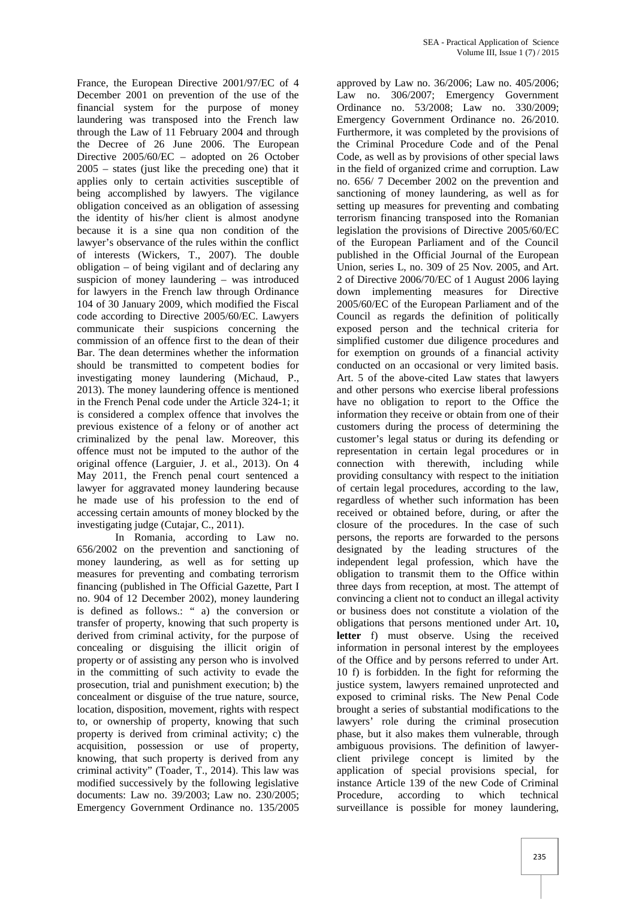France, the European Directive 2001/97/EC of 4 December 2001 on prevention of the use of the financial system for the purpose of money laundering was transposed into the French law through the Law of 11 February 2004 and through the Decree of 26 June 2006. The European Directive 2005/60/EC – adopted on 26 October 2005 – states (just like the preceding one) that it applies only to certain activities susceptible of being accomplished by lawyers. The vigilance obligation conceived as an obligation of assessing the identity of his/her client is almost anodyne because it is a sine qua non condition of the lawyer's observance of the rules within the conflict of interests (Wickers, T., 2007). The double obligation – of being vigilant and of declaring any suspicion of money laundering – was introduced for lawyers in the French law through Ordinance 104 of 30 January 2009, which modified the Fiscal code according to Directive 2005/60/EC. Lawyers communicate their suspicions concerning the commission of an offence first to the dean of their Bar. The dean determines whether the information should be transmitted to competent bodies for investigating money laundering (Michaud, P., 2013). The money laundering offence is mentioned in the French Penal code under the Article 324-1; it is considered a complex offence that involves the previous existence of a felony or of another act criminalized by the penal law. Moreover, this offence must not be imputed to the author of the original offence (Larguier, J. et al., 2013). On 4 May 2011, the French penal court sentenced a lawyer for aggravated money laundering because he made use of his profession to the end of accessing certain amounts of money blocked by the investigating judge (Cutajar, C., 2011).

In Romania, according to Law no. 656/2002 on the prevention and sanctioning of money laundering, as well as for setting up measures for preventing and combating terrorism financing (published in The Official Gazette, Part I no. 904 of 12 December 2002), money laundering is defined as follows.: " a) the conversion or transfer of property, knowing that such property is derived from criminal activity, for the purpose of concealing or disguising the illicit origin of property or of assisting any person who is involved in the committing of such activity to evade the prosecution, trial and punishment execution; b) the concealment or disguise of the true nature, source, location, disposition, movement, rights with respect to, or ownership of property, knowing that such property is derived from criminal activity; c) the acquisition, possession or use of property, knowing, that such property is derived from any criminal activity" (Toader, T., 2014). This law was modified successively by the following legislative documents: Law no. 39/2003; Law no. 230/2005; Emergency Government Ordinance no. 135/2005 approved by Law no. 36/2006; Law no. 405/2006; Law no. 306/2007; Emergency Government Ordinance no. 53/2008; Law no. 330/2009; Emergency Government Ordinance no. 26/2010. Furthermore, it was completed by the provisions of the Criminal Procedure Code and of the Penal Code, as well as by provisions of other special laws in the field of organized crime and corruption. Law no. 656/ 7 December 2002 on the prevention and sanctioning of money laundering, as well as for setting up measures for preventing and combating terrorism financing transposed into the Romanian legislation the provisions of Directive 2005/60/EC of the European Parliament and of the Council published in the Official Journal of the European Union, series L, no. 309 of 25 Nov. 2005, and Art. 2 of Directive 2006/70/EC of 1 August 2006 laying down implementing measures for Directive 2005/60/EC of the European Parliament and of the Council as regards the definition of politically exposed person and the technical criteria for simplified customer due diligence procedures and for exemption on grounds of a financial activity conducted on an occasional or very limited basis. Art. 5 of the above-cited Law states that lawyers and other persons who exercise liberal professions have no obligation to report to the Office the information they receive or obtain from one of their customers during the process of determining the customer's legal status or during its defending or representation in certain legal procedures or in connection with therewith, including while providing consultancy with respect to the initiation of certain legal procedures, according to the law, regardless of whether such information has been received or obtained before, during, or after the closure of the procedures. In the case of such persons, the reports are forwarded to the persons designated by the leading structures of the independent legal profession, which have the obligation to transmit them to the Office within three days from reception, at most. The attempt of convincing a client not to conduct an illegal activity or business does not constitute a violation of the obligations that persons mentioned under Art. 10**, letter** f) must observe. Using the received information in personal interest by the employees of the Office and by persons referred to under Art. 10 f) is forbidden. In the fight for reforming the justice system, lawyers remained unprotected and exposed to criminal risks. The New Penal Code brought a series of substantial modifications to the lawyers' role during the criminal prosecution phase, but it also makes them vulnerable, through ambiguous provisions. The definition of lawyer-client privilege concept is limited by the application of special provisions special, for instance Article 139 of the new Code of Criminal Procedure, according to which technical surveillance is possible for money laundering,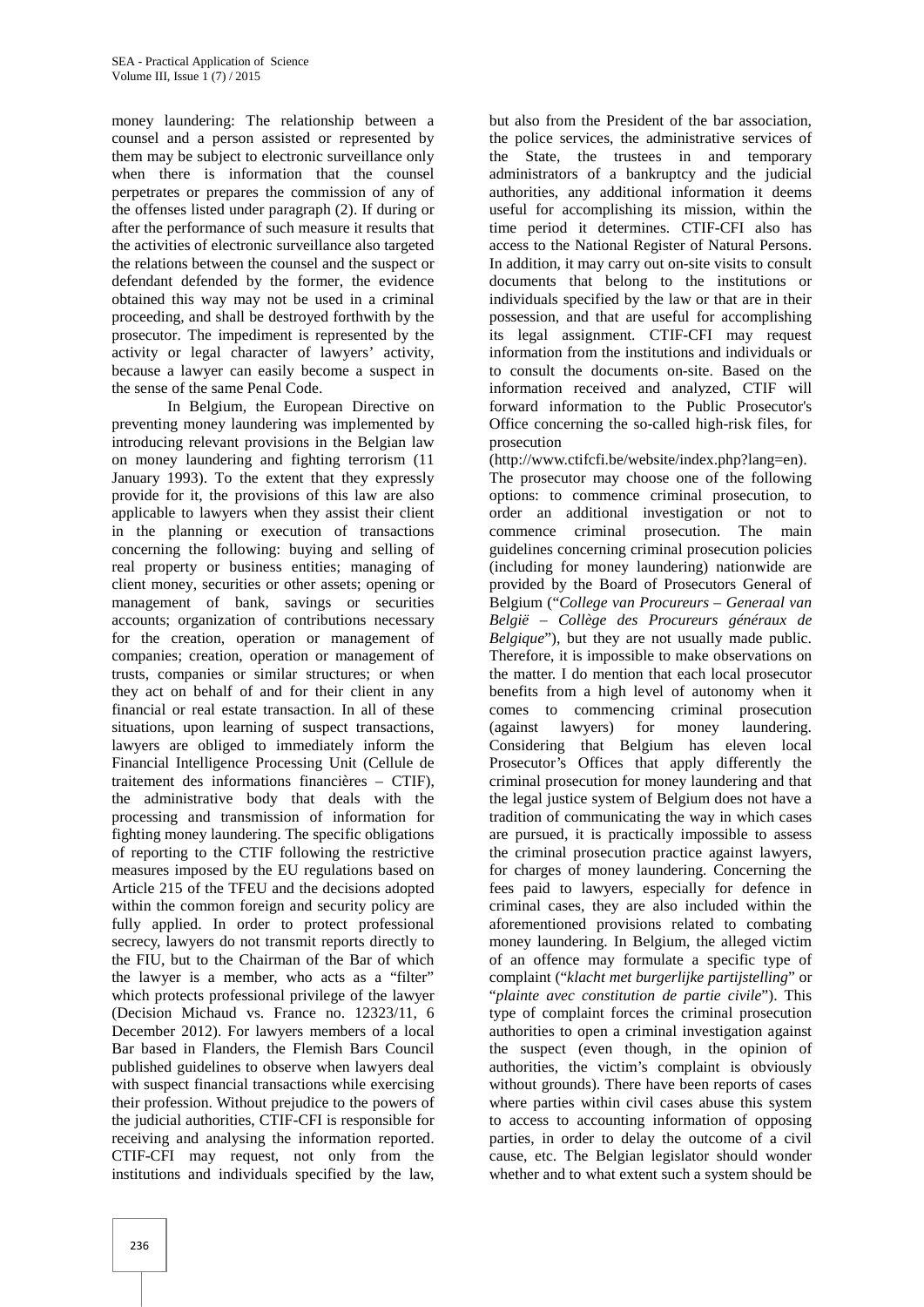money laundering: The relationship between a counsel and a person assisted or represented by them may be subject to electronic surveillance only when there is information that the counsel perpetrates or prepares the commission of any of the offenses listed under paragraph (2). If during or after the performance of such measure it results that the activities of electronic surveillance also targeted the relations between the counsel and the suspect or defendant defended by the former, the evidence obtained this way may not be used in a criminal proceeding, and shall be destroyed forthwith by the prosecutor. The impediment is represented by the activity or legal character of lawyers' activity, because a lawyer can easily become a suspect in the sense of the same Penal Code.

In Belgium, the European Directive on preventing money laundering was implemented by introducing relevant provisions in the Belgian law on money laundering and fighting terrorism (11 January 1993). To the extent that they expressly provide for it, the provisions of this law are also applicable to lawyers when they assist their client in the planning or execution of transactions concerning the following: buying and selling of real property or business entities; managing of client money, securities or other assets; opening or management of bank, savings or securities accounts; organization of contributions necessary for the creation, operation or management of companies; creation, operation or management of trusts, companies or similar structures; or when they act on behalf of and for their client in any financial or real estate transaction. In all of these situations, upon learning of suspect transactions, lawyers are obliged to immediately inform the Financial Intelligence Processing Unit (Cellule de traitement des informations financières – CTIF), the administrative body that deals with the processing and transmission of information for fighting money laundering. The specific obligations of reporting to the CTIF following the restrictive measures imposed by the EU regulations based on Article 215 of the TFEU and the decisions adopted within the common foreign and security policy are fully applied. In order to protect professional secrecy, lawyers do not transmit reports directly to the FIU, but to the Chairman of the Bar of which the lawyer is a member, who acts as a "filter" which protects professional privilege of the lawyer (Decision Michaud vs. France no. 12323/11, 6 December 2012). For lawyers members of a local Bar based in Flanders, the Flemish Bars Council published guidelines to observe when lawyers deal with suspect financial transactions while exercising their profession. Without prejudice to the powers of the judicial authorities, CTIF-CFI is responsible for receiving and analysing the information reported. CTIF-CFI may request, not only from the institutions and individuals specified by the law, but also from the President of the bar association, the police services, the administrative services of the State, the trustees in and temporary administrators of a bankruptcy and the judicial authorities, any additional information it deems useful for accomplishing its mission, within the time period it determines. CTIF-CFI also has access to the National Register of Natural Persons. In addition, it may carry out on-site visits to consult documents that belong to the institutions or individuals specified by the law or that are in their possession, and that are useful for accomplishing its legal assignment. CTIF-CFI may request information from the institutions and individuals or to consult the documents on-site. Based on the information received and analyzed, CTIF will forward information to the Public Prosecutor's Office concerning the so-called high-risk files, for prosecution (http://www.ctifcfi.be/website/index.php?lang=en). The prosecutor may choose one of the following options: to commence criminal prosecution, to order an additional investigation or not to commence criminal prosecution. The main guidelines concerning criminal prosecution policies (including for money laundering) nationwide are provided by the Board of Prosecutors General of Belgium ("*College van Procureurs – Generaal van België – Collège des Procureurs généraux de Belgique*"), but they are not usually made public. Therefore, it is impossible to make observations on the matter. I do mention that each local prosecutor benefits from a high level of autonomy when it comes to commencing criminal prosecution (against lawyers) for money laundering. Considering that Belgium has eleven local Prosecutor's Offices that apply differently the criminal prosecution for money laundering and that the legal justice system of Belgium does not have a tradition of communicating the way in which cases are pursued, it is practically impossible to assess the criminal prosecution practice against lawyers, for charges of money laundering. Concerning the fees paid to lawyers, especially for defence in criminal cases, they are also included within the aforementioned provisions related to combating money laundering. In Belgium, the alleged victim of an offence may formulate a specific type of complaint ("*klacht met burgerlijke partijstelling*" or "*plainte avec constitution de partie civile*"). This type of complaint forces the criminal prosecution authorities to open a criminal investigation against the suspect (even though, in the opinion of authorities, the victim's complaint is obviously without grounds). There have been reports of cases where parties within civil cases abuse this system to access to accounting information of opposing parties, in order to delay the outcome of a civil cause, etc. The Belgian legislator should wonder whether and to what extent such a system should be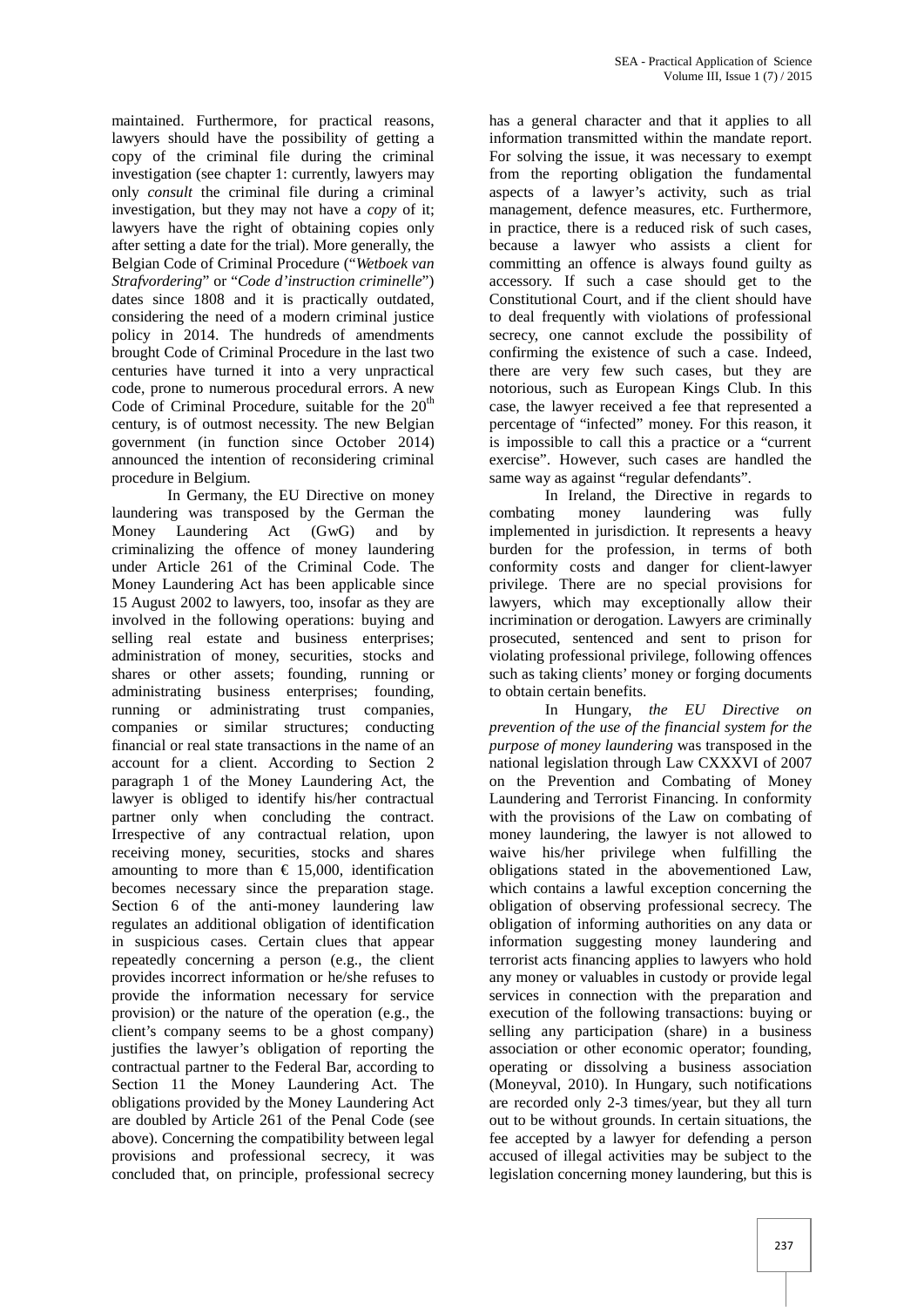maintained. Furthermore, for practical reasons, lawyers should have the possibility of getting a copy of the criminal file during the criminal investigation (see chapter 1: currently, lawyers may only *consult* the criminal file during a criminal investigation, but they may not have a *copy* of it; lawyers have the right of obtaining copies only after setting a date for the trial). More generally, the Belgian Code of Criminal Procedure ("*Wetboek van Strafvordering*" or "*Code d'instruction criminelle*") dates since 1808 and it is practically outdated, considering the need of a modern criminal justice policy in 2014. The hundreds of amendments brought Code of Criminal Procedure in the last two centuries have turned it into a very unpractical code, prone to numerous procedural errors. A new Code of Criminal Procedure, suitable for the 20[th] century, is of outmost necessity. The new Belgian government (in function since October 2014) announced the intention of reconsidering criminal procedure in Belgium.

In Germany, the EU Directive on money laundering was transposed by the German the Money Laundering Act (GwG) and by criminalizing the offence of money laundering under Article 261 of the Criminal Code. The Money Laundering Act has been applicable since 15 August 2002 to lawyers, too, insofar as they are involved in the following operations: buying and selling real estate and business enterprises; administration of money, securities, stocks and shares or other assets; founding, running or administrating business enterprises; founding, running or administrating trust companies, companies or similar structures; conducting financial or real state transactions in the name of an account for a client. According to Section 2 paragraph 1 of the Money Laundering Act, the lawyer is obliged to identify his/her contractual partner only when concluding the contract. Irrespective of any contractual relation, upon receiving money, securities, stocks and shares amounting to more than € 15,000, identification becomes necessary since the preparation stage. Section 6 of the anti-money laundering law regulates an additional obligation of identification in suspicious cases. Certain clues that appear repeatedly concerning a person (e.g., the client provides incorrect information or he/she refuses to provide the information necessary for service provision) or the nature of the operation (e.g., the client's company seems to be a ghost company) justifies the lawyer's obligation of reporting the contractual partner to the Federal Bar, according to Section 11 the Money Laundering Act. The obligations provided by the Money Laundering Act are doubled by Article 261 of the Penal Code (see above). Concerning the compatibility between legal provisions and professional secrecy, it was concluded that, on principle, professional secrecy has a general character and that it applies to all information transmitted within the mandate report. For solving the issue, it was necessary to exempt from the reporting obligation the fundamental aspects of a lawyer's activity, such as trial management, defence measures, etc. Furthermore, in practice, there is a reduced risk of such cases, because a lawyer who assists a client for committing an offence is always found guilty as accessory. If such a case should get to the Constitutional Court, and if the client should have to deal frequently with violations of professional secrecy, one cannot exclude the possibility of confirming the existence of such a case. Indeed, there are very few such cases, but they are notorious, such as European Kings Club. In this case, the lawyer received a fee that represented a percentage of "infected" money. For this reason, it is impossible to call this a practice or a "current exercise". However, such cases are handled the same way as against "regular defendants".

In Ireland, the Directive in regards to combating money laundering was fully implemented in jurisdiction. It represents a heavy burden for the profession, in terms of both conformity costs and danger for client-lawyer privilege. There are no special provisions for lawyers, which may exceptionally allow their incrimination or derogation. Lawyers are criminally prosecuted, sentenced and sent to prison for violating professional privilege, following offences such as taking clients' money or forging documents to obtain certain benefits.

In Hungary, *the EU Directive on prevention of the use of the financial system for the purpose of money laundering* was transposed in the national legislation through Law CXXXVI of 2007 on the Prevention and Combating of Money Laundering and Terrorist Financing. In conformity with the provisions of the Law on combating of money laundering, the lawyer is not allowed to waive his/her privilege when fulfilling the obligations stated in the abovementioned Law, which contains a lawful exception concerning the obligation of observing professional secrecy. The obligation of informing authorities on any data or information suggesting money laundering and terrorist acts financing applies to lawyers who hold any money or valuables in custody or provide legal services in connection with the preparation and execution of the following transactions: buying or selling any participation (share) in a business association or other economic operator; founding, operating or dissolving a business association (Moneyval, 2010). In Hungary, such notifications are recorded only 2-3 times/year, but they all turn out to be without grounds. In certain situations, the fee accepted by a lawyer for defending a person accused of illegal activities may be subject to the legislation concerning money laundering, but this is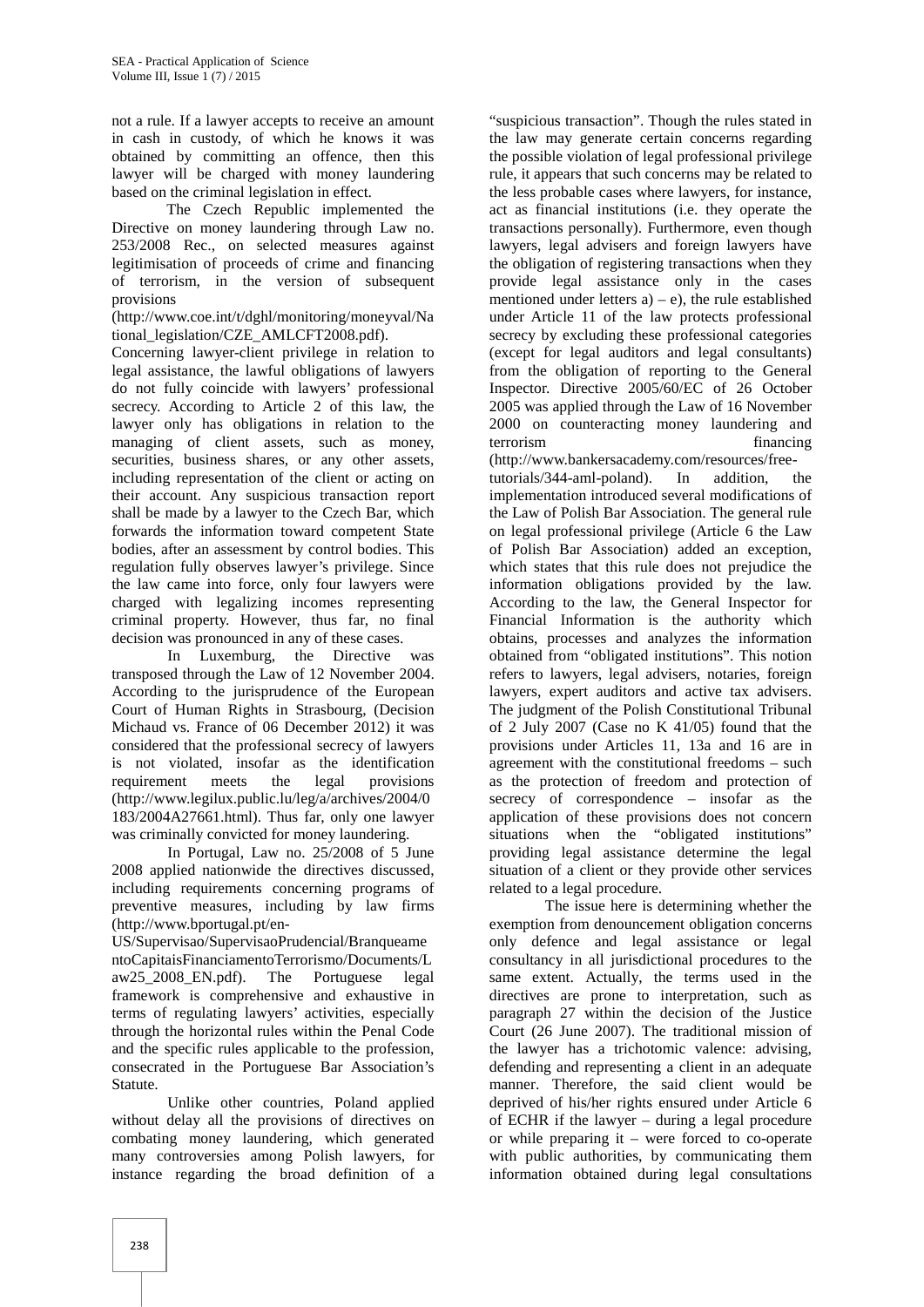not a rule. If a lawyer accepts to receive an amount in cash in custody, of which he knows it was obtained by committing an offence, then this lawyer will be charged with money laundering based on the criminal legislation in effect.

The Czech Republic implemented the Directive on money laundering through Law no. 253/2008 Rec., on selected measures against legitimisation of proceeds of crime and financing of terrorism, in the version of subsequent provisions (http://www.coe.int/t/dghl/monitoring/moneyval/National_legislation/CZE_AMLCFT2008.pdf). Concerning lawyer-client privilege in relation to legal assistance, the lawful obligations of lawyers do not fully coincide with lawyers' professional secrecy. According to Article 2 of this law, the lawyer only has obligations in relation to the managing of client assets, such as money, securities, business shares, or any other assets, including representation of the client or acting on their account. Any suspicious transaction report shall be made by a lawyer to the Czech Bar, which forwards the information toward competent State bodies, after an assessment by control bodies. This regulation fully observes lawyer's privilege. Since the law came into force, only four lawyers were charged with legalizing incomes representing criminal property. However, thus far, no final decision was pronounced in any of these cases.

In Luxemburg, the Directive was transposed through the Law of 12 November 2004. According to the jurisprudence of the European Court of Human Rights in Strasbourg, (Decision Michaud vs. France of 06 December 2012) it was considered that the professional secrecy of lawyers is not violated, insofar as the identification requirement meets the legal provisions (http://www.legilux.public.lu/leg/a/archives/2004/0183/2004A27661.html). Thus far, only one lawyer was criminally convicted for money laundering.

In Portugal, Law no. 25/2008 of 5 June 2008 applied nationwide the directives discussed, including requirements concerning programs of preventive measures, including by law firms (http://www.bportugal.pt/en-US/Supervisao/SupervisaoPrudencial/BranqueamentoCapitaisFinanciamentoTerrorismo/Documents/Law25_2008_EN.pdf). The Portuguese legal framework is comprehensive and exhaustive in terms of regulating lawyers' activities, especially through the horizontal rules within the Penal Code and the specific rules applicable to the profession, consecrated in the Portuguese Bar Association's Statute.

Unlike other countries, Poland applied without delay all the provisions of directives on combating money laundering, which generated many controversies among Polish lawyers, for instance regarding the broad definition of a "suspicious transaction". Though the rules stated in the law may generate certain concerns regarding the possible violation of legal professional privilege rule, it appears that such concerns may be related to the less probable cases where lawyers, for instance, act as financial institutions (i.e. they operate the transactions personally). Furthermore, even though lawyers, legal advisers and foreign lawyers have the obligation of registering transactions when they provide legal assistance only in the cases mentioned under letters a) – e), the rule established under Article 11 of the law protects professional secrecy by excluding these professional categories (except for legal auditors and legal consultants) from the obligation of reporting to the General Inspector. Directive 2005/60/EC of 26 October 2005 was applied through the Law of 16 November 2000 on counteracting money laundering and terrorism financing (http://www.bankersacademy.com/resources/free-tutorials/344-aml-poland). In addition, the implementation introduced several modifications of the Law of Polish Bar Association. The general rule on legal professional privilege (Article 6 the Law of Polish Bar Association) added an exception, which states that this rule does not prejudice the information obligations provided by the law. According to the law, the General Inspector for Financial Information is the authority which obtains, processes and analyzes the information obtained from "obligated institutions". This notion refers to lawyers, legal advisers, notaries, foreign lawyers, expert auditors and active tax advisers. The judgment of the Polish Constitutional Tribunal of 2 July 2007 (Case no K 41/05) found that the provisions under Articles 11, 13a and 16 are in agreement with the constitutional freedoms – such as the protection of freedom and protection of secrecy of correspondence – insofar as the application of these provisions does not concern situations when the "obligated institutions" providing legal assistance determine the legal situation of a client or they provide other services related to a legal procedure.

The issue here is determining whether the exemption from denouncement obligation concerns only defence and legal assistance or legal consultancy in all jurisdictional procedures to the same extent. Actually, the terms used in the directives are prone to interpretation, such as paragraph 27 within the decision of the Justice Court (26 June 2007). The traditional mission of the lawyer has a trichotomic valence: advising, defending and representing a client in an adequate manner. Therefore, the said client would be deprived of his/her rights ensured under Article 6 of ECHR if the lawyer – during a legal procedure or while preparing it – were forced to co-operate with public authorities, by communicating them information obtained during legal consultations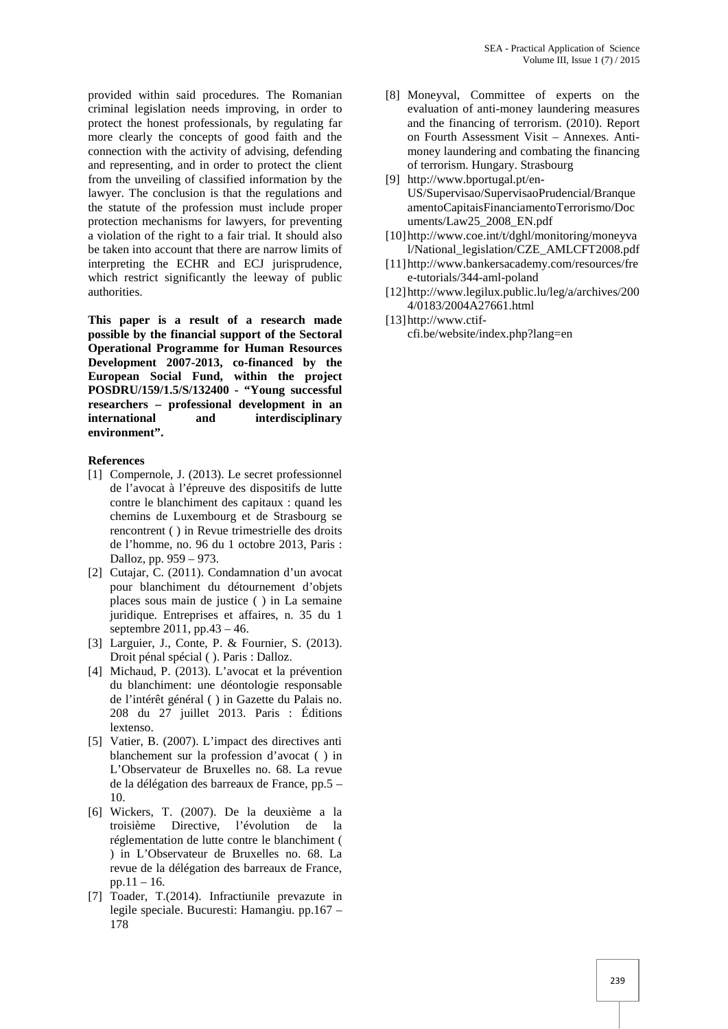provided within said procedures. The Romanian criminal legislation needs improving, in order to protect the honest professionals, by regulating far more clearly the concepts of good faith and the connection with the activity of advising, defending and representing, and in order to protect the client from the unveiling of classified information by the lawyer. The conclusion is that the regulations and the statute of the profession must include proper protection mechanisms for lawyers, for preventing a violation of the right to a fair trial. It should also be taken into account that there are narrow limits of interpreting the ECHR and ECJ jurisprudence, which restrict significantly the leeway of public authorities.

**This paper is a result of a research made possible by the financial support of the Sectoral Operational Programme for Human Resources Development 2007-2013, co-financed by the European Social Fund, within the project POSDRU/159/1.5/S/132400 - "Young successful researchers – professional development in an international and interdisciplinary environment".**

**References**

[1] Compernole, J. (2013). Le secret professionnel de l'avocat à l'épreuve des dispositifs de lutte contre le blanchiment des capitaux : quand les chemins de Luxembourg et de Strasbourg se rencontrent ( ) in Revue trimestrielle des droits de l'homme, no. 96 du 1 octobre 2013, Paris : Dalloz, pp. 959 – 973.

[2] Cutajar, C. (2011). Condamnation d'un avocat pour blanchiment du détournement d'objets places sous main de justice ( ) in La semaine juridique. Entreprises et affaires, n. 35 du 1 septembre 2011, pp.43 – 46.

[3] Larguier, J., Conte, P. & Fournier, S. (2013). Droit pénal spécial ( ). Paris : Dalloz.

[4] Michaud, P. (2013). L'avocat et la prévention du blanchiment: une déontologie responsable de l'intérêt général ( ) in Gazette du Palais no. 208 du 27 juillet 2013. Paris : Éditions lextenso.

[5] Vatier, B. (2007). L'impact des directives anti blanchement sur la profession d'avocat ( ) in L'Observateur de Bruxelles no. 68. La revue de la délégation des barreaux de France, pp.5 – 10.

[6] Wickers, T. (2007). De la deuxième a la troisième Directive, l'évolution de la réglementation de lutte contre le blanchiment ( ) in L'Observateur de Bruxelles no. 68. La revue de la délégation des barreaux de France, pp.11 – 16.

[7] Toader, T.(2014). Infractiunile prevazute in legile speciale. Bucuresti: Hamangiu. pp.167 – 178

[8] Moneyval, Committee of experts on the evaluation of anti-money laundering measures and the financing of terrorism. (2010). Report on Fourth Assessment Visit – Annexes. Anti-money laundering and combating the financing of terrorism. Hungary. Strasbourg

[9] http://www.bportugal.pt/en-US/Supervisao/SupervisaoPrudencial/BranqueamentoCapitaisFinanciamentoTerrorismo/Documents/Law25_2008_EN.pdf

[10] http://www.coe.int/t/dghl/monitoring/moneyval/National_legislation/CZE_AMLCFT2008.pdf

[11] http://www.bankersacademy.com/resources/free-tutorials/344-aml-poland

[12] http://www.legilux.public.lu/leg/a/archives/2004/0183/2004A27661.html

[13] http://www.ctif-cfi.be/website/index.php?lang=en